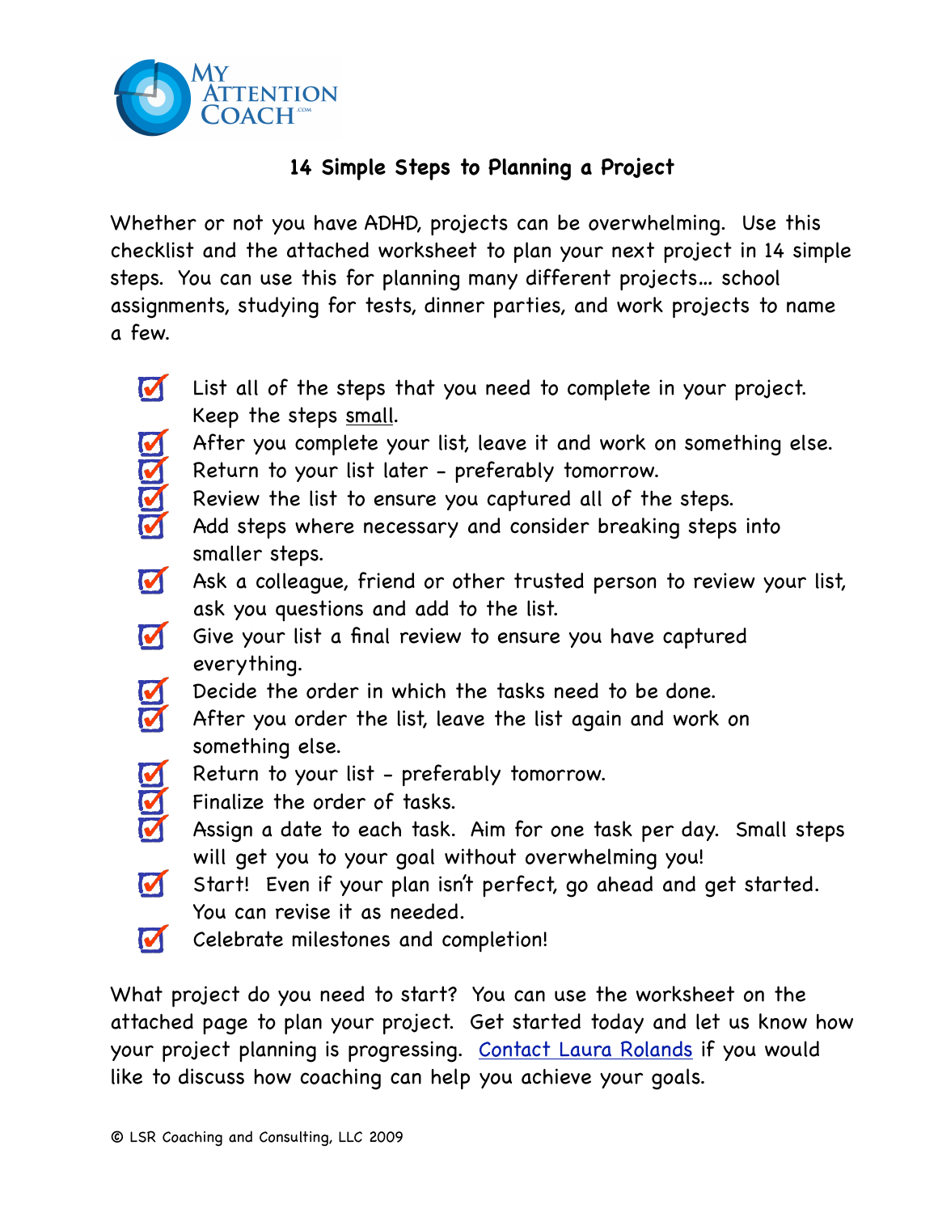MY ATTENTION COACH.COM

## 14 Simple Steps to Planning a Project

Whether or not you have ADHD, projects can be overwhelming. Use this checklist and the attached worksheet to plan your next project in 14 simple steps. You can use this for planning many different projects… school assignments, studying for tests, dinner parties, and work projects to name a few.

- [x] List all of the steps that you need to complete in your project. Keep the steps small.
- [x] After you complete your list, leave it and work on something else.
- [x] Return to your list later - preferably tomorrow.
- [x] Review the list to ensure you captured all of the steps.
- [x] Add steps where necessary and consider breaking steps into smaller steps.
- [x] Ask a colleague, friend or other trusted person to review your list, ask you questions and add to the list.
- [x] Give your list a final review to ensure you have captured everything.
- [x] Decide the order in which the tasks need to be done.
- [x] After you order the list, leave the list again and work on something else.
- [x] Return to your list - preferably tomorrow.
- [x] Finalize the order of tasks.
- [x] Assign a date to each task. Aim for one task per day. Small steps will get you to your goal without overwhelming you!
- [x] Start! Even if your plan isn't perfect, go ahead and get started. You can revise it as needed.
- [x] Celebrate milestones and completion!

What project do you need to start? You can use the worksheet on the attached page to plan your project. Get started today and let us know how your project planning is progressing. Contact Laura Rolands if you would like to discuss how coaching can help you achieve your goals.

© LSR Coaching and Consulting, LLC 2009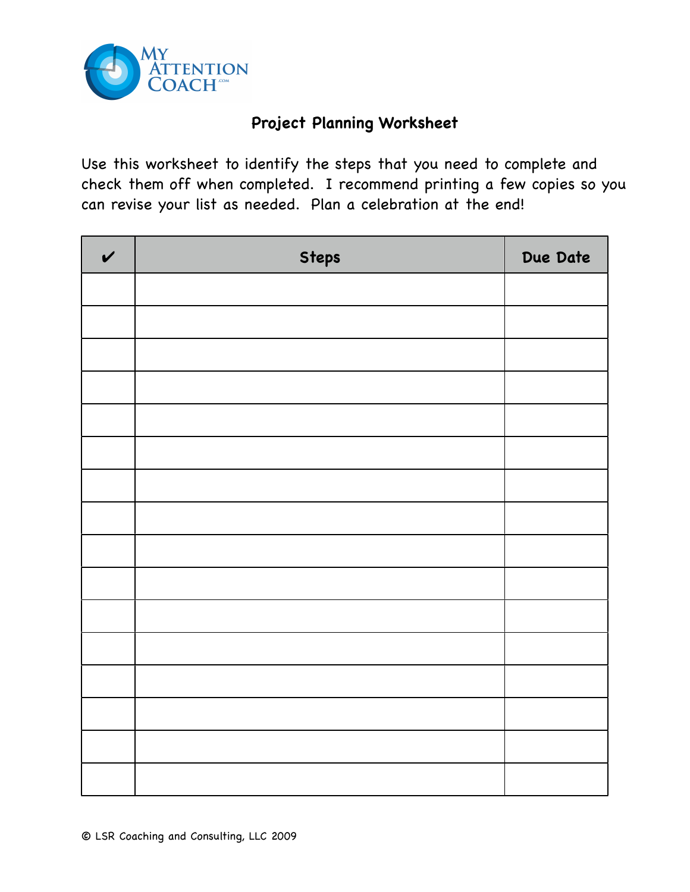My Attention Coach.com

## Project Planning Worksheet

Use this worksheet to identify the steps that you need to complete and check them off when completed. I recommend printing a few copies so you can revise your list as needed. Plan a celebration at the end!

| ✔ | Steps | Due Date |
|---|---|---|
| | | |
| | | |
| | | |
| | | |
| | | |
| | | |
| | | |
| | | |
| | | |
| | | |
| | | |
| | | |
| | | |
| | | |
| | | |
| | | |

© LSR Coaching and Consulting, LLC 2009